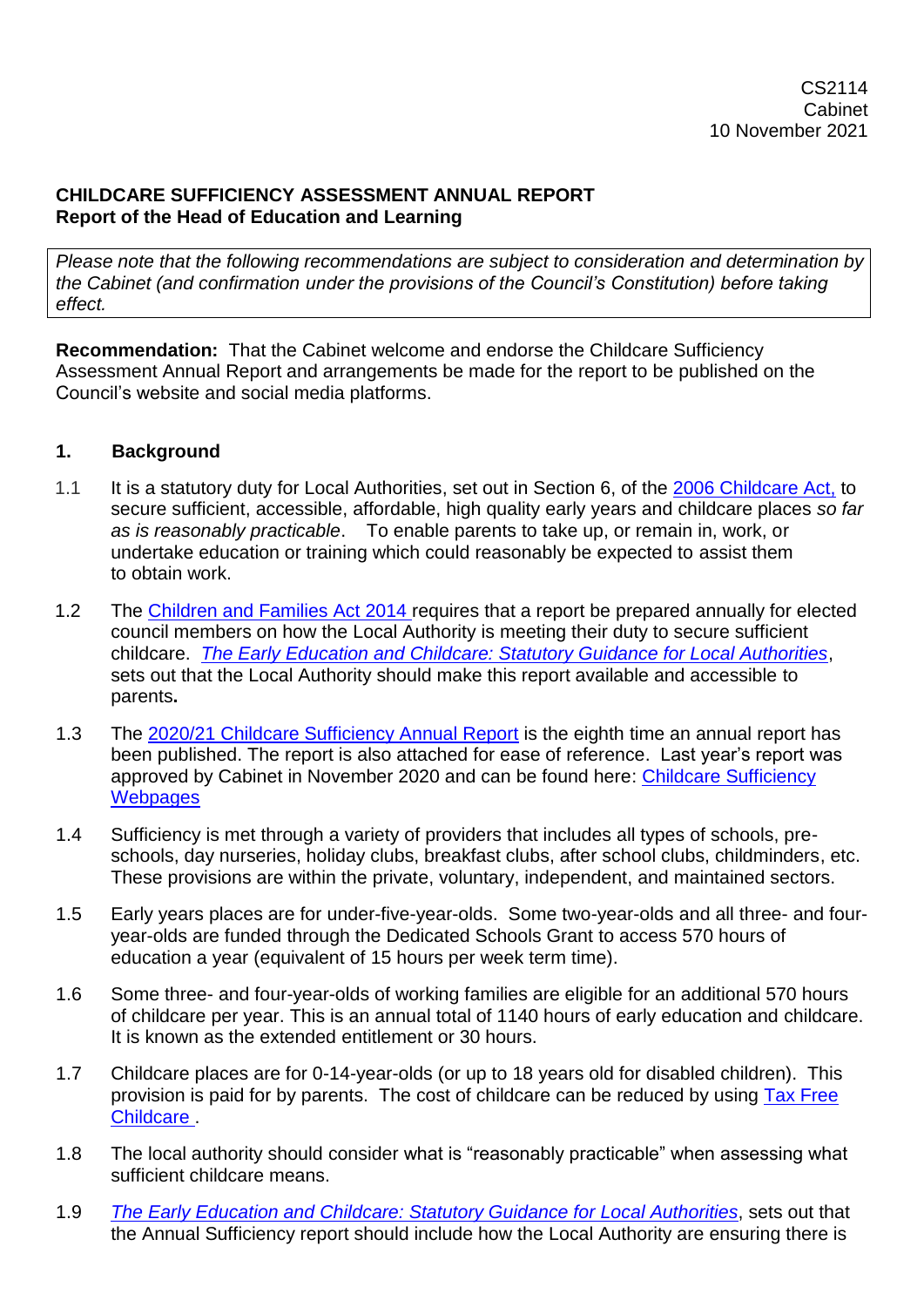CS2114
Cabinet
10 November 2021

**CHILDCARE SUFFICIENCY ASSESSMENT ANNUAL REPORT**
**Report of the Head of Education and Learning**

*Please note that the following recommendations are subject to consideration and determination by the Cabinet (and confirmation under the provisions of the Council's Constitution) before taking effect.*

**Recommendation:** That the Cabinet welcome and endorse the Childcare Sufficiency Assessment Annual Report and arrangements be made for the report to be published on the Council's website and social media platforms.

## 1. Background

1.1 It is a statutory duty for Local Authorities, set out in Section 6, of the 2006 Childcare Act, to secure sufficient, accessible, affordable, high quality early years and childcare places *so far as is reasonably practicable*. To enable parents to take up, or remain in, work, or undertake education or training which could reasonably be expected to assist them to obtain work.

1.2 The Children and Families Act 2014 requires that a report be prepared annually for elected council members on how the Local Authority is meeting their duty to secure sufficient childcare. *The Early Education and Childcare: Statutory Guidance for Local Authorities*, sets out that the Local Authority should make this report available and accessible to parents**.**

1.3 The 2020/21 Childcare Sufficiency Annual Report is the eighth time an annual report has been published. The report is also attached for ease of reference. Last year's report was approved by Cabinet in November 2020 and can be found here: Childcare Sufficiency Webpages

1.4 Sufficiency is met through a variety of providers that includes all types of schools, pre-schools, day nurseries, holiday clubs, breakfast clubs, after school clubs, childminders, etc. These provisions are within the private, voluntary, independent, and maintained sectors.

1.5 Early years places are for under-five-year-olds. Some two-year-olds and all three- and four-year-olds are funded through the Dedicated Schools Grant to access 570 hours of education a year (equivalent of 15 hours per week term time).

1.6 Some three- and four-year-olds of working families are eligible for an additional 570 hours of childcare per year. This is an annual total of 1140 hours of early education and childcare. It is known as the extended entitlement or 30 hours.

1.7 Childcare places are for 0-14-year-olds (or up to 18 years old for disabled children). This provision is paid for by parents. The cost of childcare can be reduced by using Tax Free Childcare .

1.8 The local authority should consider what is "reasonably practicable" when assessing what sufficient childcare means.

1.9 *The Early Education and Childcare: Statutory Guidance for Local Authorities*, sets out that the Annual Sufficiency report should include how the Local Authority are ensuring there is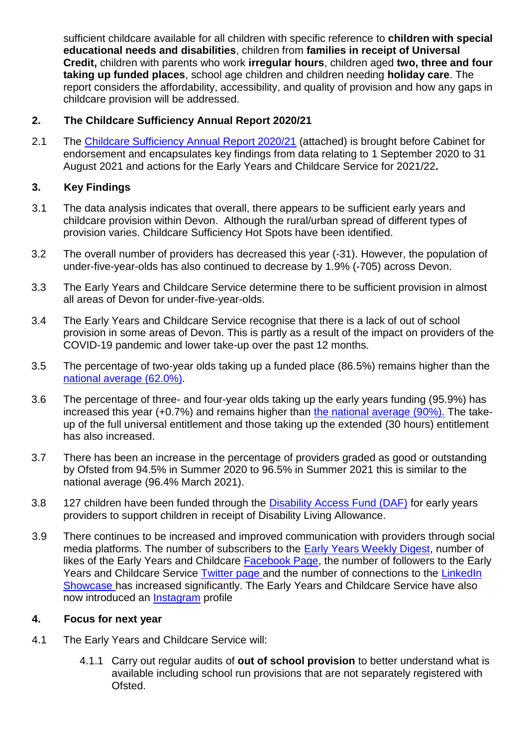sufficient childcare available for all children with specific reference to **children with special educational needs and disabilities**, children from **families in receipt of Universal Credit,** children with parents who work **irregular hours**, children aged **two, three and four taking up funded places**, school age children and children needing **holiday care**. The report considers the affordability, accessibility, and quality of provision and how any gaps in childcare provision will be addressed.

## 2. The Childcare Sufficiency Annual Report 2020/21

2.1 The Childcare Sufficiency Annual Report 2020/21 (attached) is brought before Cabinet for endorsement and encapsulates key findings from data relating to 1 September 2020 to 31 August 2021 and actions for the Early Years and Childcare Service for 2021/22**.**

## 3. Key Findings

3.1 The data analysis indicates that overall, there appears to be sufficient early years and childcare provision within Devon. Although the rural/urban spread of different types of provision varies. Childcare Sufficiency Hot Spots have been identified.

3.2 The overall number of providers has decreased this year (-31). However, the population of under-five-year-olds has also continued to decrease by 1.9% (-705) across Devon.

3.3 The Early Years and Childcare Service determine there to be sufficient provision in almost all areas of Devon for under-five-year-olds.

3.4 The Early Years and Childcare Service recognise that there is a lack of out of school provision in some areas of Devon. This is partly as a result of the impact on providers of the COVID-19 pandemic and lower take-up over the past 12 months.

3.5 The percentage of two-year olds taking up a funded place (86.5%) remains higher than the national average (62.0%).

3.6 The percentage of three- and four-year olds taking up the early years funding (95.9%) has increased this year (+0.7%) and remains higher than the national average (90%). The take-up of the full universal entitlement and those taking up the extended (30 hours) entitlement has also increased.

3.7 There has been an increase in the percentage of providers graded as good or outstanding by Ofsted from 94.5% in Summer 2020 to 96.5% in Summer 2021 this is similar to the national average (96.4% March 2021).

3.8 127 children have been funded through the Disability Access Fund (DAF) for early years providers to support children in receipt of Disability Living Allowance.

3.9 There continues to be increased and improved communication with providers through social media platforms. The number of subscribers to the Early Years Weekly Digest, number of likes of the Early Years and Childcare Facebook Page, the number of followers to the Early Years and Childcare Service Twitter page and the number of connections to the LinkedIn Showcase has increased significantly. The Early Years and Childcare Service have also now introduced an Instagram profile

## 4. Focus for next year

4.1 The Early Years and Childcare Service will:

4.1.1 Carry out regular audits of **out of school provision** to better understand what is available including school run provisions that are not separately registered with Ofsted.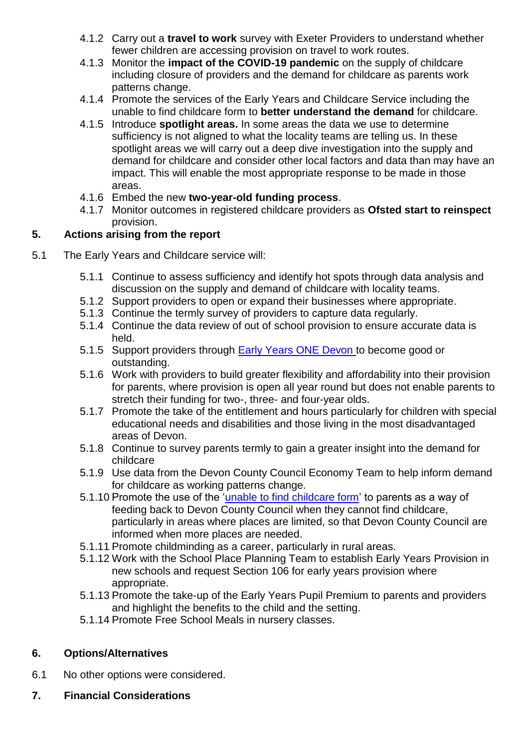4.1.2 Carry out a **travel to work** survey with Exeter Providers to understand whether fewer children are accessing provision on travel to work routes.

4.1.3 Monitor the **impact of the COVID-19 pandemic** on the supply of childcare including closure of providers and the demand for childcare as parents work patterns change.

4.1.4 Promote the services of the Early Years and Childcare Service including the unable to find childcare form to **better understand the demand** for childcare.

4.1.5 Introduce **spotlight areas.** In some areas the data we use to determine sufficiency is not aligned to what the locality teams are telling us. In these spotlight areas we will carry out a deep dive investigation into the supply and demand for childcare and consider other local factors and data than may have an impact. This will enable the most appropriate response to be made in those areas.

4.1.6 Embed the new **two-year-old funding process**.

4.1.7 Monitor outcomes in registered childcare providers as **Ofsted start to reinspect** provision.

## 5. Actions arising from the report

5.1 The Early Years and Childcare service will:

5.1.1 Continue to assess sufficiency and identify hot spots through data analysis and discussion on the supply and demand of childcare with locality teams.

5.1.2 Support providers to open or expand their businesses where appropriate.

5.1.3 Continue the termly survey of providers to capture data regularly.

5.1.4 Continue the data review of out of school provision to ensure accurate data is held.

5.1.5 Support providers through Early Years ONE Devon to become good or outstanding.

5.1.6 Work with providers to build greater flexibility and affordability into their provision for parents, where provision is open all year round but does not enable parents to stretch their funding for two-, three- and four-year olds.

5.1.7 Promote the take of the entitlement and hours particularly for children with special educational needs and disabilities and those living in the most disadvantaged areas of Devon.

5.1.8 Continue to survey parents termly to gain a greater insight into the demand for childcare

5.1.9 Use data from the Devon County Council Economy Team to help inform demand for childcare as working patterns change.

5.1.10 Promote the use of the 'unable to find childcare form' to parents as a way of feeding back to Devon County Council when they cannot find childcare, particularly in areas where places are limited, so that Devon County Council are informed when more places are needed.

5.1.11 Promote childminding as a career, particularly in rural areas.

5.1.12 Work with the School Place Planning Team to establish Early Years Provision in new schools and request Section 106 for early years provision where appropriate.

5.1.13 Promote the take-up of the Early Years Pupil Premium to parents and providers and highlight the benefits to the child and the setting.

5.1.14 Promote Free School Meals in nursery classes.

## 6. Options/Alternatives

6.1 No other options were considered.

## 7. Financial Considerations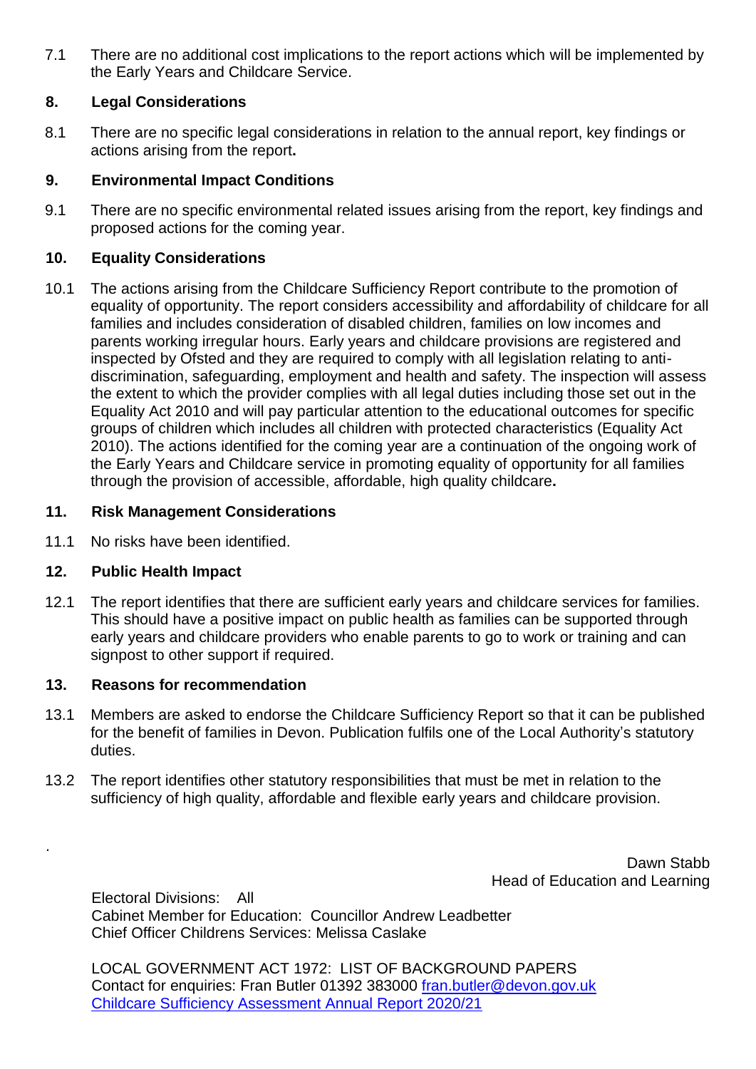7.1 There are no additional cost implications to the report actions which will be implemented by the Early Years and Childcare Service.

## 8. Legal Considerations

8.1 There are no specific legal considerations in relation to the annual report, key findings or actions arising from the report**.**

## 9. Environmental Impact Conditions

9.1 There are no specific environmental related issues arising from the report, key findings and proposed actions for the coming year.

## 10. Equality Considerations

10.1 The actions arising from the Childcare Sufficiency Report contribute to the promotion of equality of opportunity. The report considers accessibility and affordability of childcare for all families and includes consideration of disabled children, families on low incomes and parents working irregular hours. Early years and childcare provisions are registered and inspected by Ofsted and they are required to comply with all legislation relating to anti-discrimination, safeguarding, employment and health and safety. The inspection will assess the extent to which the provider complies with all legal duties including those set out in the Equality Act 2010 and will pay particular attention to the educational outcomes for specific groups of children which includes all children with protected characteristics (Equality Act 2010). The actions identified for the coming year are a continuation of the ongoing work of the Early Years and Childcare service in promoting equality of opportunity for all families through the provision of accessible, affordable, high quality childcare**.**

## 11. Risk Management Considerations

11.1 No risks have been identified.

## 12. Public Health Impact

12.1 The report identifies that there are sufficient early years and childcare services for families. This should have a positive impact on public health as families can be supported through early years and childcare providers who enable parents to go to work or training and can signpost to other support if required.

## 13. Reasons for recommendation

13.1 Members are asked to endorse the Childcare Sufficiency Report so that it can be published for the benefit of families in Devon. Publication fulfils one of the Local Authority's statutory duties.

13.2 The report identifies other statutory responsibilities that must be met in relation to the sufficiency of high quality, affordable and flexible early years and childcare provision.

Dawn Stabb
Head of Education and Learning

Electoral Divisions: All
Cabinet Member for Education: Councillor Andrew Leadbetter
Chief Officer Childrens Services: Melissa Caslake

LOCAL GOVERNMENT ACT 1972: LIST OF BACKGROUND PAPERS
Contact for enquiries: Fran Butler 01392 383000 fran.butler@devon.gov.uk
Childcare Sufficiency Assessment Annual Report 2020/21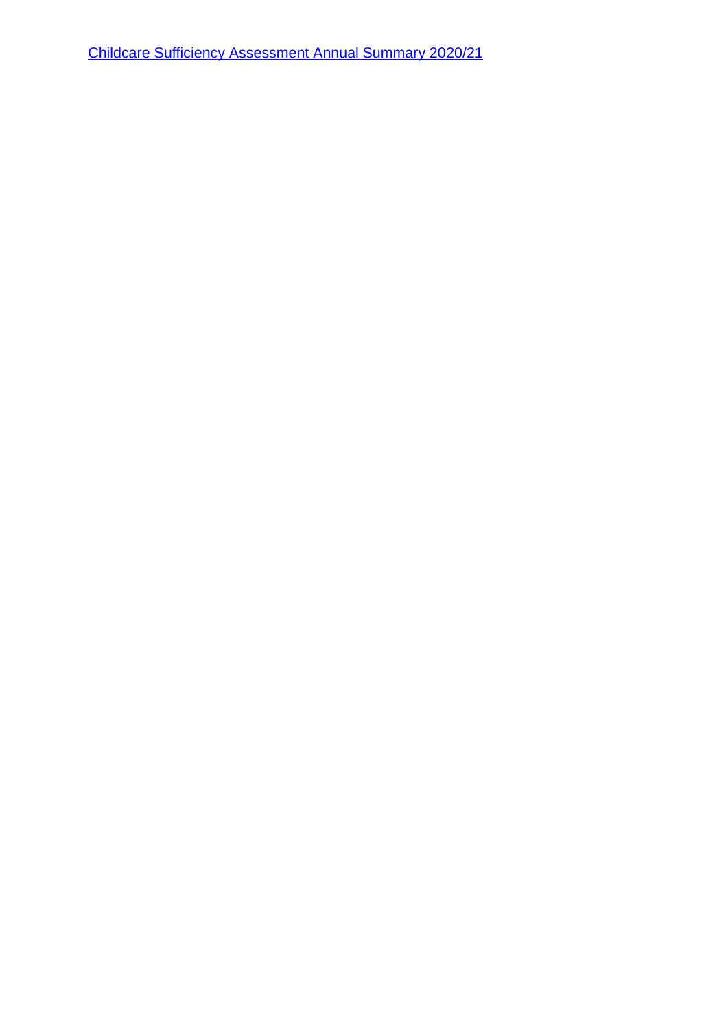[Childcare Sufficiency Assessment Annual Summary 2020/21]